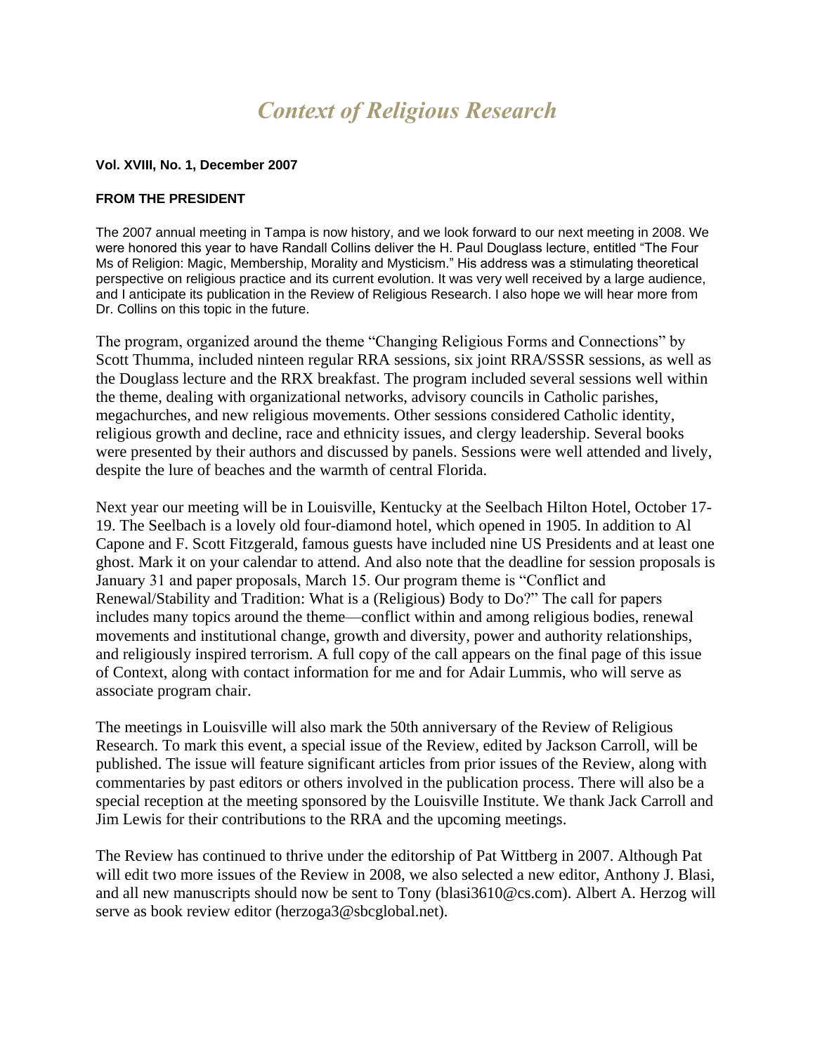# *Context of Religious Research*

**Vol. XVIII, No. 1, December 2007**

**FROM THE PRESIDENT**

The 2007 annual meeting in Tampa is now history, and we look forward to our next meeting in 2008. We were honored this year to have Randall Collins deliver the H. Paul Douglass lecture, entitled "The Four Ms of Religion: Magic, Membership, Morality and Mysticism." His address was a stimulating theoretical perspective on religious practice and its current evolution. It was very well received by a large audience, and I anticipate its publication in the Review of Religious Research. I also hope we will hear more from Dr. Collins on this topic in the future.

The program, organized around the theme "Changing Religious Forms and Connections" by Scott Thumma, included ninteen regular RRA sessions, six joint RRA/SSSR sessions, as well as the Douglass lecture and the RRX breakfast. The program included several sessions well within the theme, dealing with organizational networks, advisory councils in Catholic parishes, megachurches, and new religious movements. Other sessions considered Catholic identity, religious growth and decline, race and ethnicity issues, and clergy leadership. Several books were presented by their authors and discussed by panels. Sessions were well attended and lively, despite the lure of beaches and the warmth of central Florida.

Next year our meeting will be in Louisville, Kentucky at the Seelbach Hilton Hotel, October 17-19. The Seelbach is a lovely old four-diamond hotel, which opened in 1905. In addition to Al Capone and F. Scott Fitzgerald, famous guests have included nine US Presidents and at least one ghost. Mark it on your calendar to attend. And also note that the deadline for session proposals is January 31 and paper proposals, March 15. Our program theme is "Conflict and Renewal/Stability and Tradition: What is a (Religious) Body to Do?" The call for papers includes many topics around the theme—conflict within and among religious bodies, renewal movements and institutional change, growth and diversity, power and authority relationships, and religiously inspired terrorism. A full copy of the call appears on the final page of this issue of Context, along with contact information for me and for Adair Lummis, who will serve as associate program chair.

The meetings in Louisville will also mark the 50th anniversary of the Review of Religious Research. To mark this event, a special issue of the Review, edited by Jackson Carroll, will be published. The issue will feature significant articles from prior issues of the Review, along with commentaries by past editors or others involved in the publication process. There will also be a special reception at the meeting sponsored by the Louisville Institute. We thank Jack Carroll and Jim Lewis for their contributions to the RRA and the upcoming meetings.

The Review has continued to thrive under the editorship of Pat Wittberg in 2007. Although Pat will edit two more issues of the Review in 2008, we also selected a new editor, Anthony J. Blasi, and all new manuscripts should now be sent to Tony (blasi3610@cs.com). Albert A. Herzog will serve as book review editor (herzoga3@sbcglobal.net).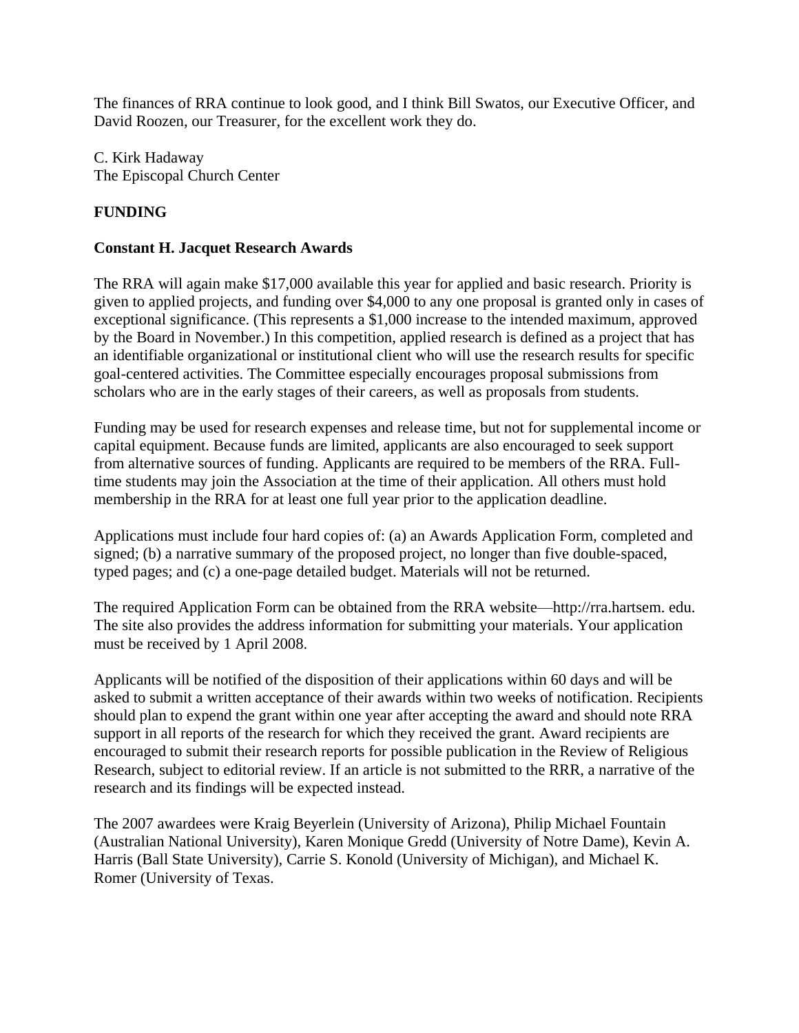The finances of RRA continue to look good, and I think Bill Swatos, our Executive Officer, and David Roozen, our Treasurer, for the excellent work they do.

C. Kirk Hadaway
The Episcopal Church Center

**FUNDING**

**Constant H. Jacquet Research Awards**

The RRA will again make $17,000 available this year for applied and basic research. Priority is given to applied projects, and funding over $4,000 to any one proposal is granted only in cases of exceptional significance. (This represents a $1,000 increase to the intended maximum, approved by the Board in November.) In this competition, applied research is defined as a project that has an identifiable organizational or institutional client who will use the research results for specific goal-centered activities. The Committee especially encourages proposal submissions from scholars who are in the early stages of their careers, as well as proposals from students.

Funding may be used for research expenses and release time, but not for supplemental income or capital equipment. Because funds are limited, applicants are also encouraged to seek support from alternative sources of funding. Applicants are required to be members of the RRA. Full-time students may join the Association at the time of their application. All others must hold membership in the RRA for at least one full year prior to the application deadline.

Applications must include four hard copies of: (a) an Awards Application Form, completed and signed; (b) a narrative summary of the proposed project, no longer than five double-spaced, typed pages; and (c) a one-page detailed budget. Materials will not be returned.

The required Application Form can be obtained from the RRA website—http://rra.hartsem. edu. The site also provides the address information for submitting your materials. Your application must be received by 1 April 2008.

Applicants will be notified of the disposition of their applications within 60 days and will be asked to submit a written acceptance of their awards within two weeks of notification. Recipients should plan to expend the grant within one year after accepting the award and should note RRA support in all reports of the research for which they received the grant. Award recipients are encouraged to submit their research reports for possible publication in the Review of Religious Research, subject to editorial review. If an article is not submitted to the RRR, a narrative of the research and its findings will be expected instead.

The 2007 awardees were Kraig Beyerlein (University of Arizona), Philip Michael Fountain (Australian National University), Karen Monique Gredd (University of Notre Dame), Kevin A. Harris (Ball State University), Carrie S. Konold (University of Michigan), and Michael K. Romer (University of Texas.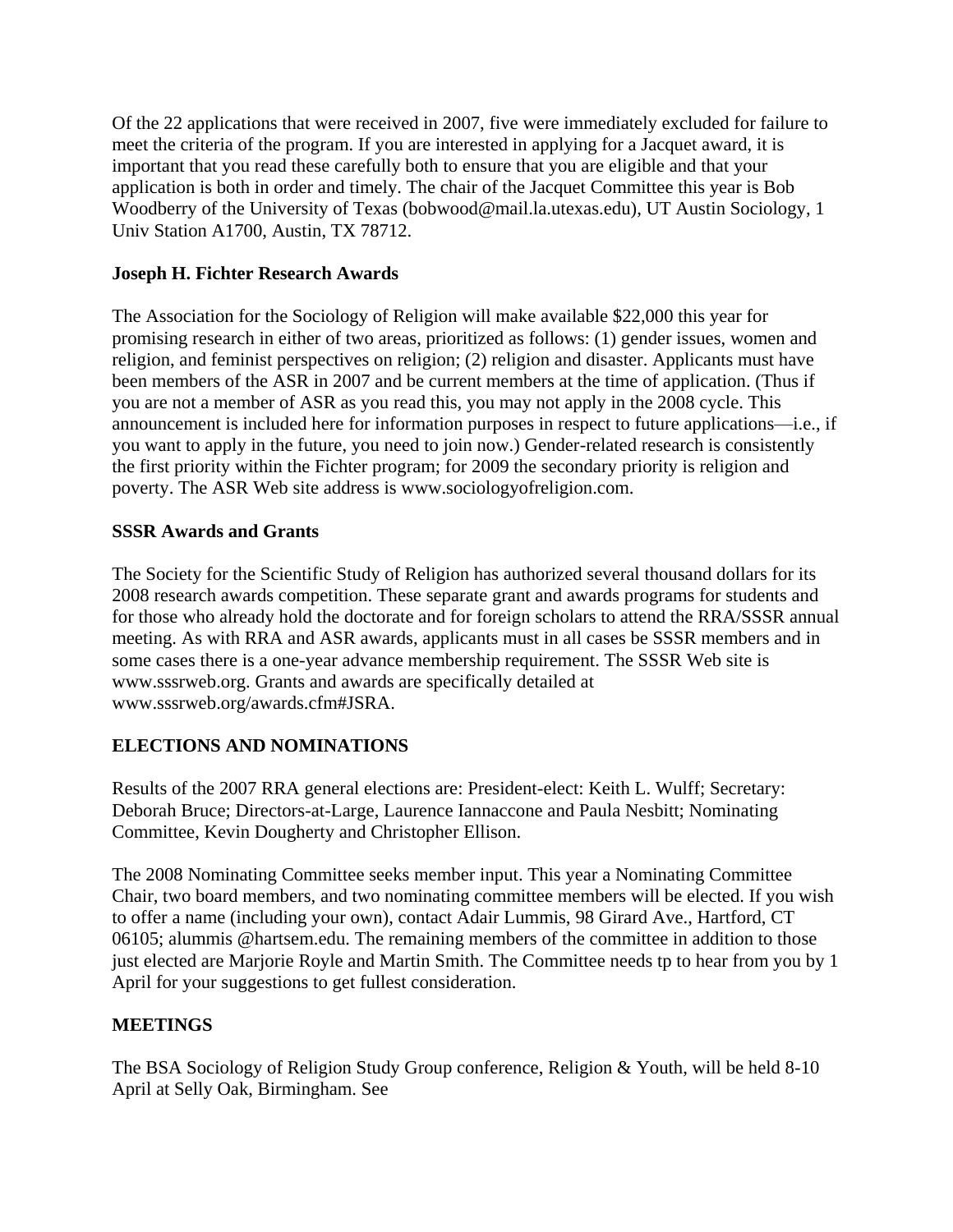Of the 22 applications that were received in 2007, five were immediately excluded for failure to meet the criteria of the program. If you are interested in applying for a Jacquet award, it is important that you read these carefully both to ensure that you are eligible and that your application is both in order and timely. The chair of the Jacquet Committee this year is Bob Woodberry of the University of Texas (bobwood@mail.la.utexas.edu), UT Austin Sociology, 1 Univ Station A1700, Austin, TX 78712.

**Joseph H. Fichter Research Awards**

The Association for the Sociology of Religion will make available $22,000 this year for promising research in either of two areas, prioritized as follows: (1) gender issues, women and religion, and feminist perspectives on religion; (2) religion and disaster. Applicants must have been members of the ASR in 2007 and be current members at the time of application. (Thus if you are not a member of ASR as you read this, you may not apply in the 2008 cycle. This announcement is included here for information purposes in respect to future applications—i.e., if you want to apply in the future, you need to join now.) Gender-related research is consistently the first priority within the Fichter program; for 2009 the secondary priority is religion and poverty. The ASR Web site address is www.sociologyofreligion.com.

**SSSR Awards and Grants**

The Society for the Scientific Study of Religion has authorized several thousand dollars for its 2008 research awards competition. These separate grant and awards programs for students and for those who already hold the doctorate and for foreign scholars to attend the RRA/SSSR annual meeting. As with RRA and ASR awards, applicants must in all cases be SSSR members and in some cases there is a one-year advance membership requirement. The SSSR Web site is www.sssrweb.org. Grants and awards are specifically detailed at www.sssrweb.org/awards.cfm#JSRA.

**ELECTIONS AND NOMINATIONS**

Results of the 2007 RRA general elections are: President-elect: Keith L. Wulff; Secretary: Deborah Bruce; Directors-at-Large, Laurence Iannaccone and Paula Nesbitt; Nominating Committee, Kevin Dougherty and Christopher Ellison.

The 2008 Nominating Committee seeks member input. This year a Nominating Committee Chair, two board members, and two nominating committee members will be elected. If you wish to offer a name (including your own), contact Adair Lummis, 98 Girard Ave., Hartford, CT 06105; alummis @hartsem.edu. The remaining members of the committee in addition to those just elected are Marjorie Royle and Martin Smith. The Committee needs tp to hear from you by 1 April for your suggestions to get fullest consideration.

**MEETINGS**

The BSA Sociology of Religion Study Group conference, Religion & Youth, will be held 8-10 April at Selly Oak, Birmingham. See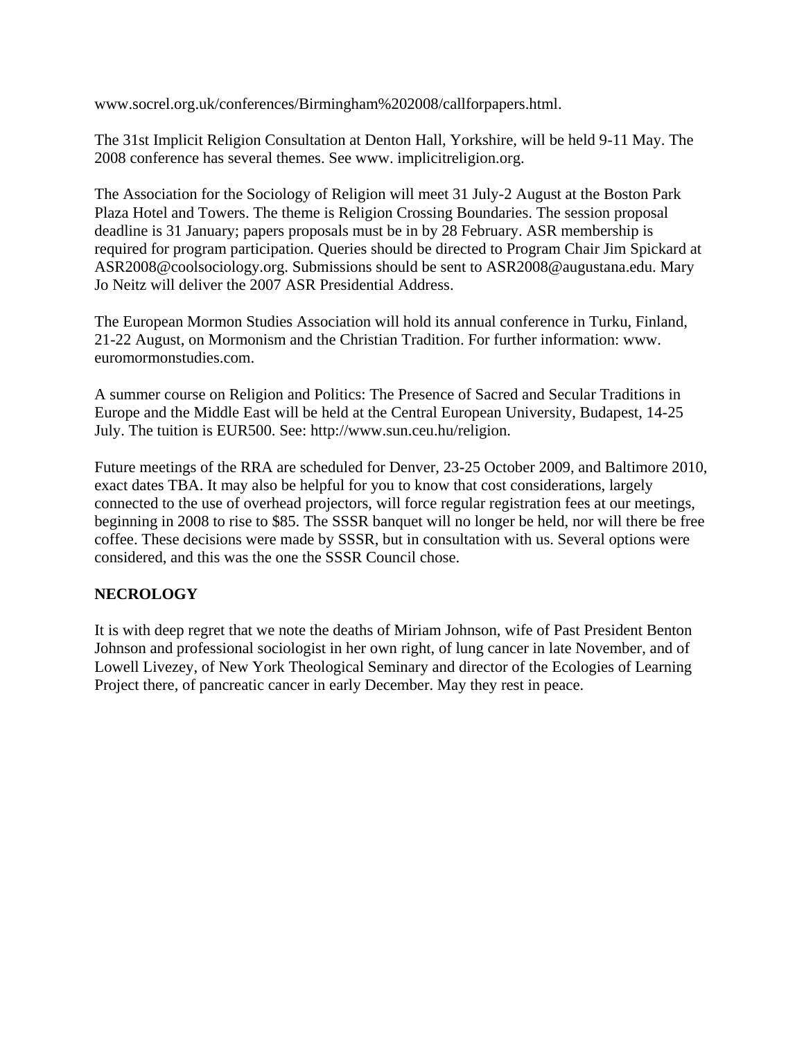www.socrel.org.uk/conferences/Birmingham%202008/callforpapers.html.

The 31st Implicit Religion Consultation at Denton Hall, Yorkshire, will be held 9-11 May. The 2008 conference has several themes. See www. implicitreligion.org.

The Association for the Sociology of Religion will meet 31 July-2 August at the Boston Park Plaza Hotel and Towers. The theme is Religion Crossing Boundaries. The session proposal deadline is 31 January; papers proposals must be in by 28 February. ASR membership is required for program participation. Queries should be directed to Program Chair Jim Spickard at ASR2008@coolsociology.org. Submissions should be sent to ASR2008@augustana.edu. Mary Jo Neitz will deliver the 2007 ASR Presidential Address.

The European Mormon Studies Association will hold its annual conference in Turku, Finland, 21-22 August, on Mormonism and the Christian Tradition. For further information: www. euromormonstudies.com.

A summer course on Religion and Politics: The Presence of Sacred and Secular Traditions in Europe and the Middle East will be held at the Central European University, Budapest, 14-25 July. The tuition is EUR500. See: http://www.sun.ceu.hu/religion.

Future meetings of the RRA are scheduled for Denver, 23-25 October 2009, and Baltimore 2010, exact dates TBA. It may also be helpful for you to know that cost considerations, largely connected to the use of overhead projectors, will force regular registration fees at our meetings, beginning in 2008 to rise to $85. The SSSR banquet will no longer be held, nor will there be free coffee. These decisions were made by SSSR, but in consultation with us. Several options were considered, and this was the one the SSSR Council chose.

**NECROLOGY**

It is with deep regret that we note the deaths of Miriam Johnson, wife of Past President Benton Johnson and professional sociologist in her own right, of lung cancer in late November, and of Lowell Livezey, of New York Theological Seminary and director of the Ecologies of Learning Project there, of pancreatic cancer in early December. May they rest in peace.